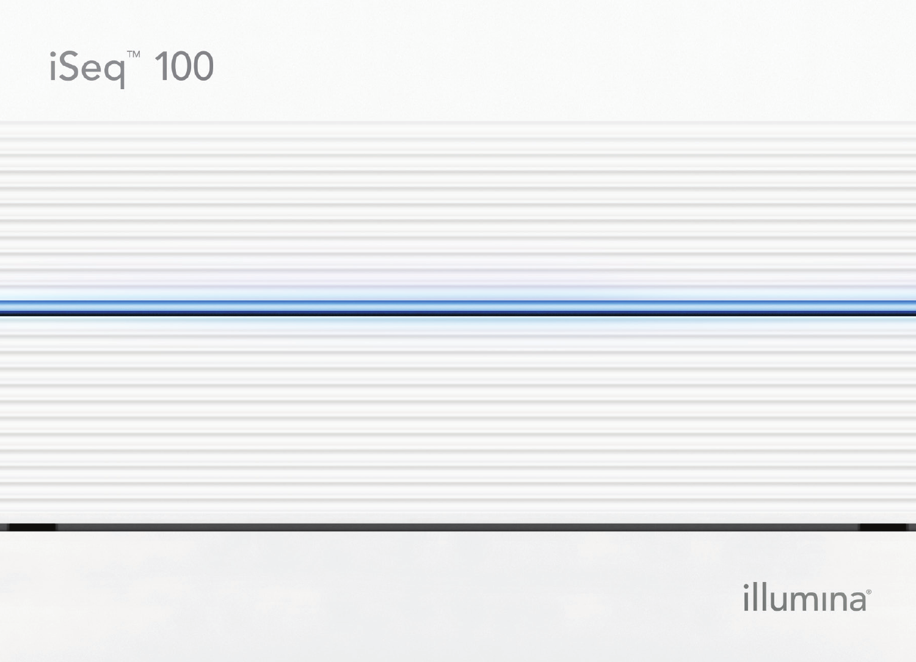# iSeq™ 100

illumina®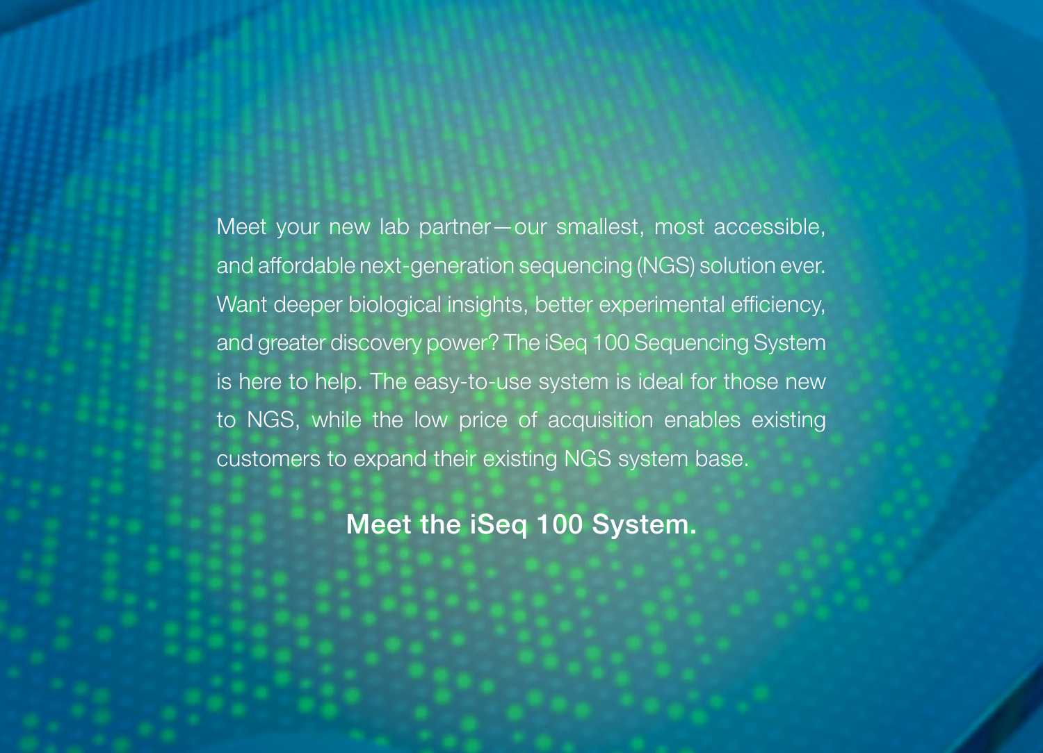Meet your new lab partner—our smallest, most accessible, and affordable next-generation sequencing (NGS) solution ever. Want deeper biological insights, better experimental efficiency, and greater discovery power? The iSeq 100 Sequencing System is here to help. The easy-to-use system is ideal for those new to NGS, while the low price of acquisition enables existing customers to expand their existing NGS system base.

**Meet the iSeq 100 System.**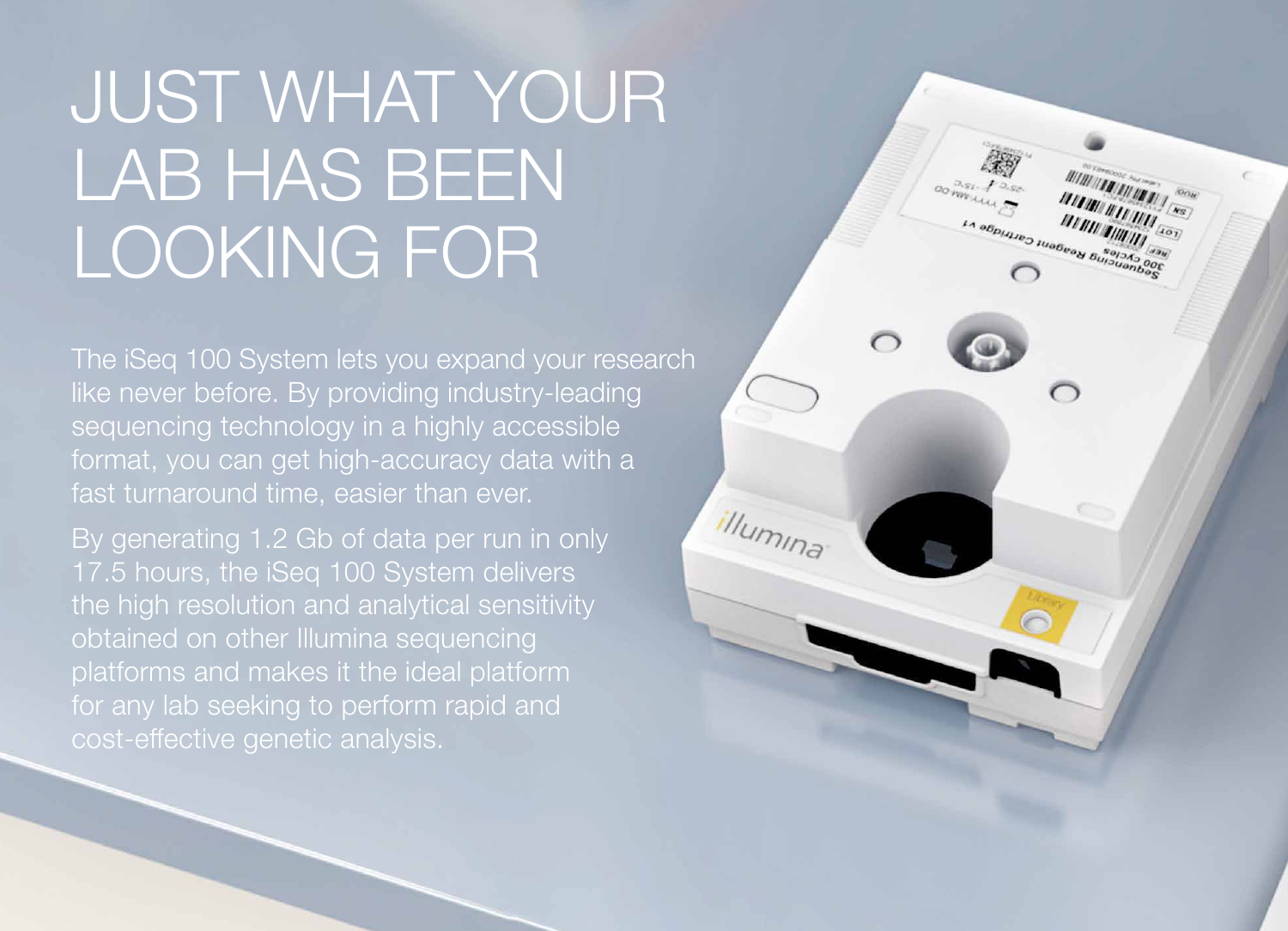# JUST WHAT YOUR LAB HAS BEEN LOOKING FOR

The iSeq 100 System lets you expand your research like never before. By providing industry-leading sequencing technology in a highly accessible format, you can get high-accuracy data with a fast turnaround time, easier than ever.

By generating 1.2 Gb of data per run in only 17.5 hours, the iSeq 100 System delivers the high resolution and analytical sensitivity obtained on other Illumina sequencing platforms and makes it the ideal platform for any lab seeking to perform rapid and cost-effective genetic analysis.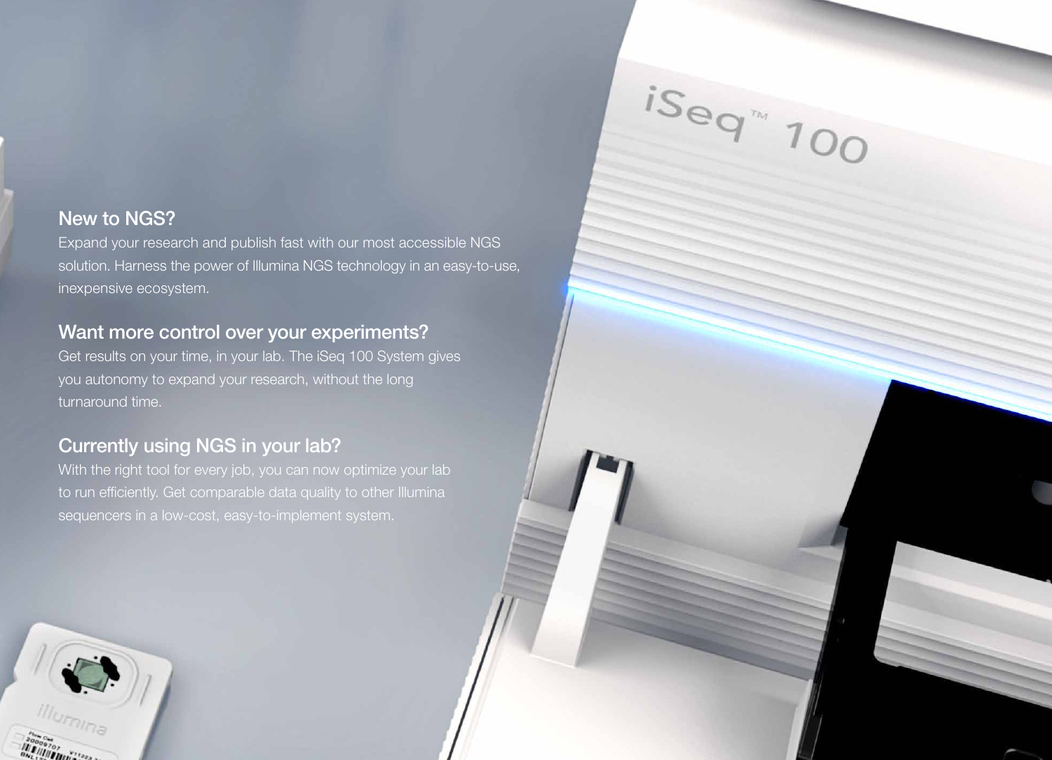## New to NGS?

Expand your research and publish fast with our most accessible NGS solution. Harness the power of Illumina NGS technology in an easy-to-use, inexpensive ecosystem.

## Want more control over your experiments?

Get results on your time, in your lab. The iSeq 100 System gives you autonomy to expand your research, without the long turnaround time.

## Currently using NGS in your lab?

With the right tool for every job, you can now optimize your lab to run efficiently. Get comparable data quality to other Illumina sequencers in a low-cost, easy-to-implement system.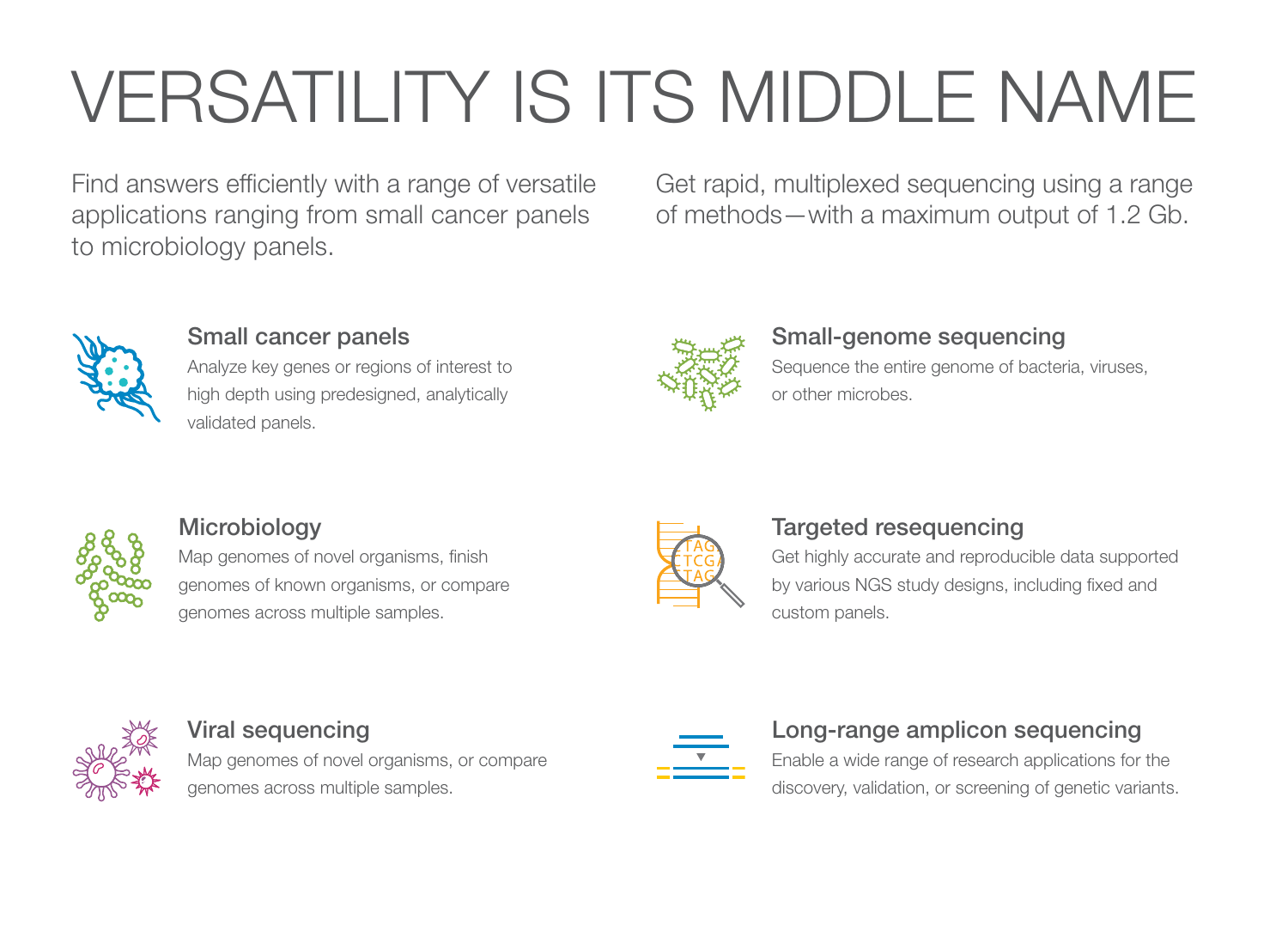# VERSATILITY IS ITS MIDDLE NAME

Find answers efficiently with a range of versatile applications ranging from small cancer panels to microbiology panels.

Get rapid, multiplexed sequencing using a range of methods—with a maximum output of 1.2 Gb.

### Small cancer panels

Analyze key genes or regions of interest to high depth using predesigned, analytically validated panels.

### Small-genome sequencing

Sequence the entire genome of bacteria, viruses, or other microbes.

### Microbiology

Map genomes of novel organisms, finish genomes of known organisms, or compare genomes across multiple samples.

### Targeted resequencing

Get highly accurate and reproducible data supported by various NGS study designs, including fixed and custom panels.

### Viral sequencing

Map genomes of novel organisms, or compare genomes across multiple samples.

### Long-range amplicon sequencing

Enable a wide range of research applications for the discovery, validation, or screening of genetic variants.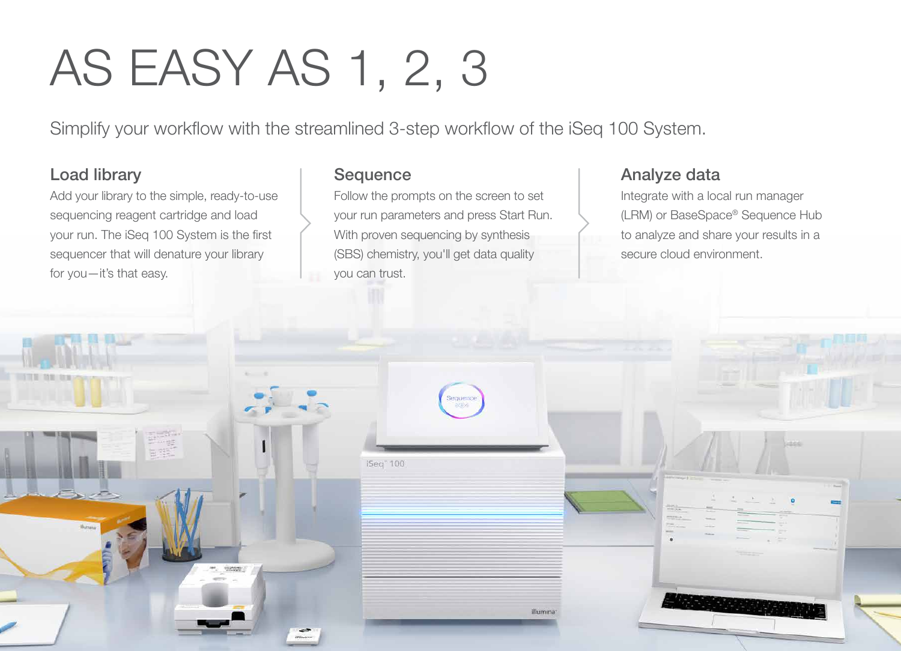# AS EASY AS 1, 2, 3

Simplify your workflow with the streamlined 3-step workflow of the iSeq 100 System.

### Load library

Add your library to the simple, ready-to-use sequencing reagent cartridge and load your run. The iSeq 100 System is the first sequencer that will denature your library for you—it's that easy.

### Sequence

Follow the prompts on the screen to set your run parameters and press Start Run. With proven sequencing by synthesis (SBS) chemistry, you'll get data quality you can trust.

### Analyze data

Integrate with a local run manager (LRM) or BaseSpace® Sequence Hub to analyze and share your results in a secure cloud environment.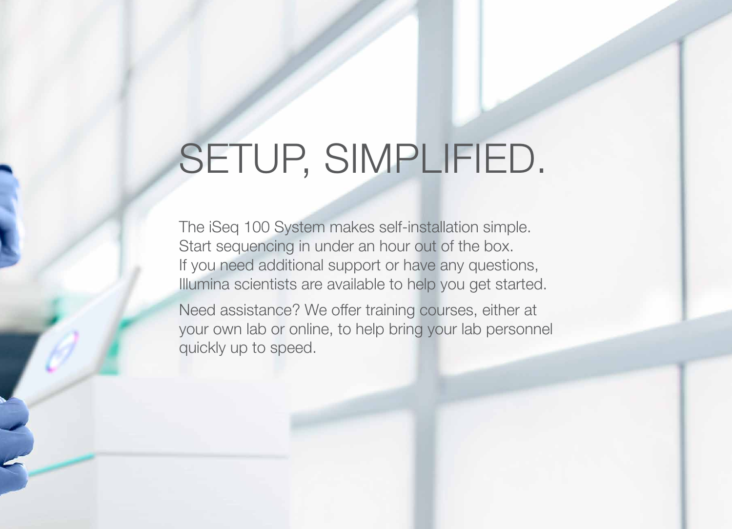# SETUP, SIMPLIFIED.

The iSeq 100 System makes self-installation simple. Start sequencing in under an hour out of the box. If you need additional support or have any questions, Illumina scientists are available to help you get started.

Need assistance? We offer training courses, either at your own lab or online, to help bring your lab personnel quickly up to speed.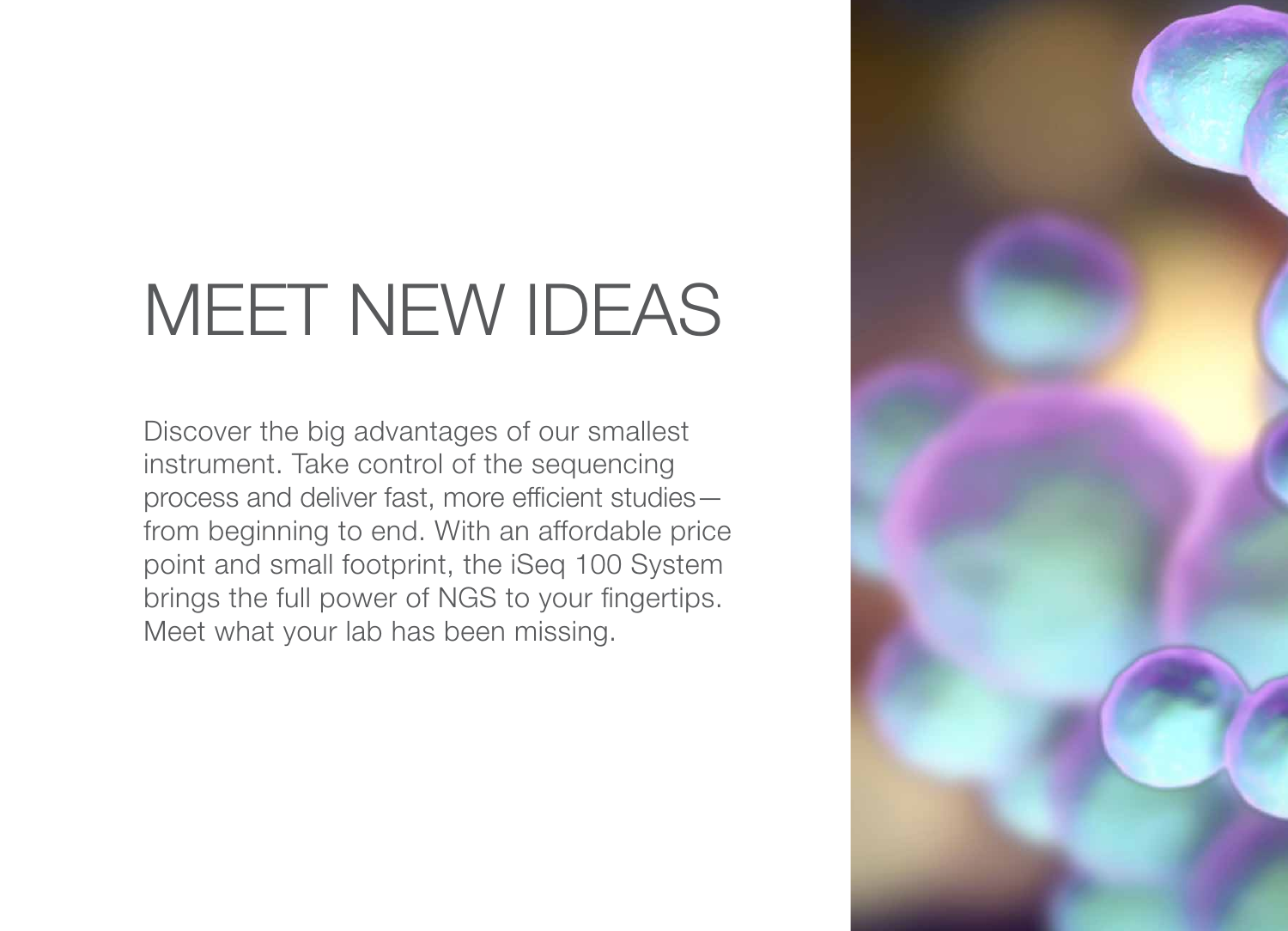# MEET NEW IDEAS

Discover the big advantages of our smallest instrument. Take control of the sequencing process and deliver fast, more efficient studies—from beginning to end. With an affordable price point and small footprint, the iSeq 100 System brings the full power of NGS to your fingertips. Meet what your lab has been missing.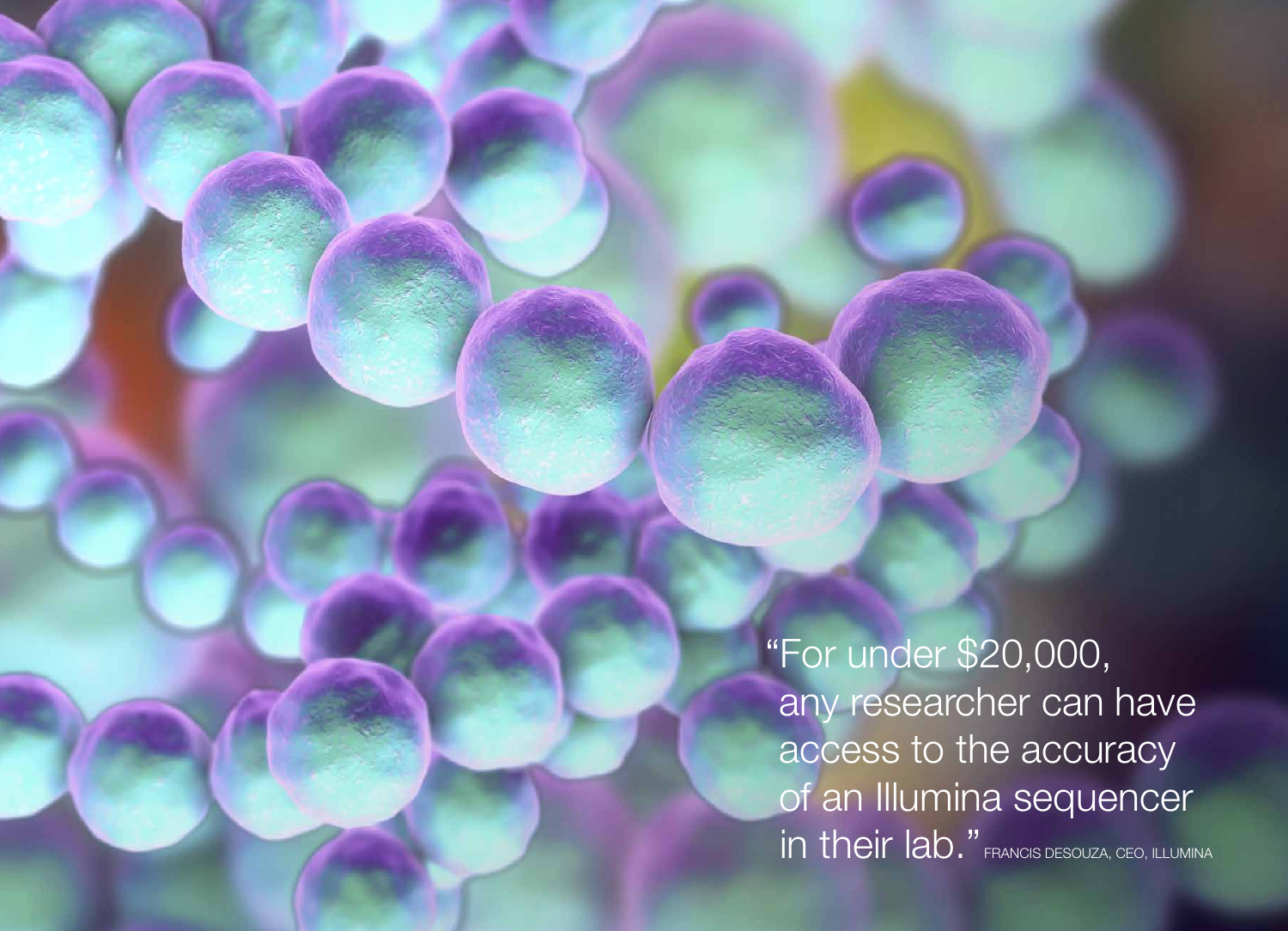"For under $20,000, any researcher can have access to the accuracy of an Illumina sequencer in their lab." FRANCIS DESOUZA, CEO, ILLUMINA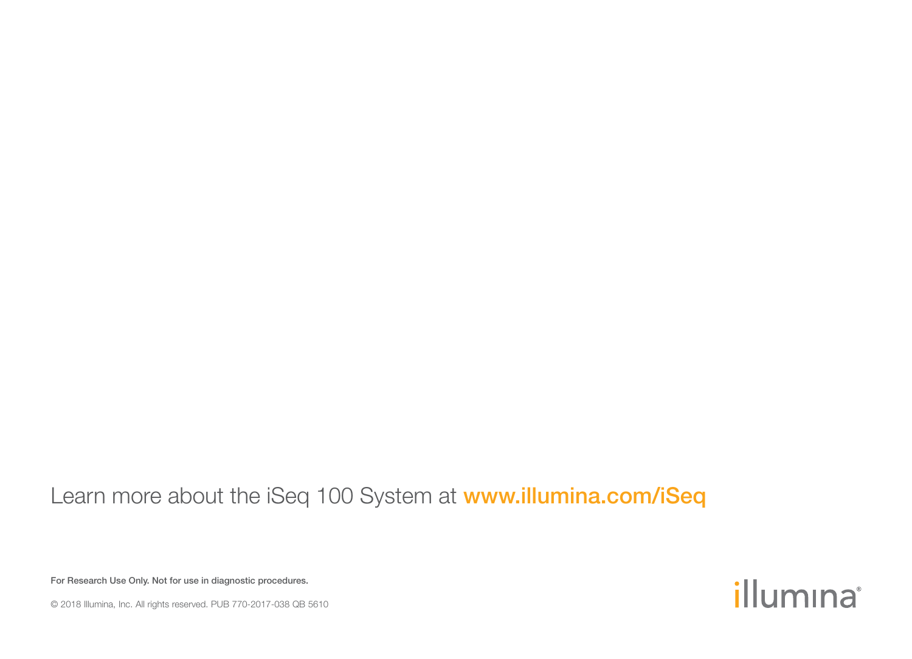Learn more about the iSeq 100 System at **www.illumina.com/iSeq**

**For Research Use Only. Not for use in diagnostic procedures.**

© 2018 Illumina, Inc. All rights reserved. PUB 770-2017-038 QB 5610

illumina®